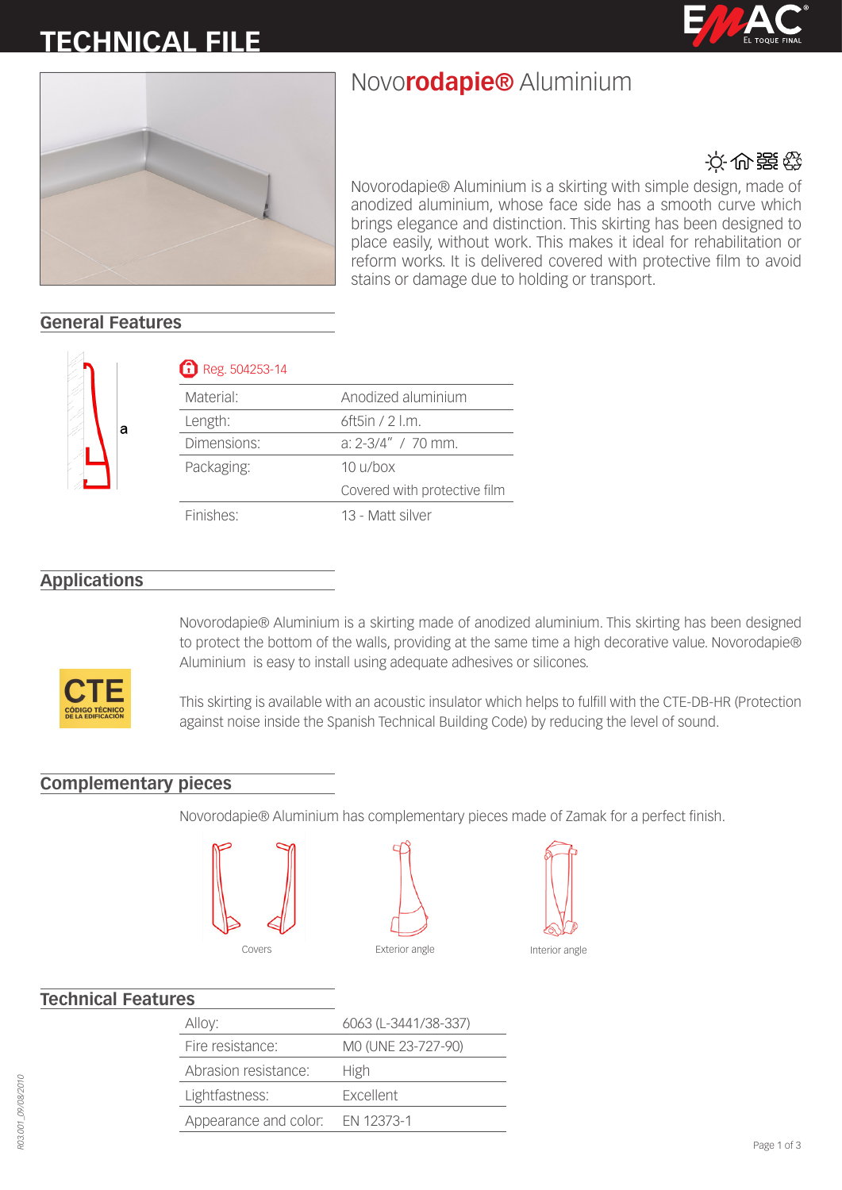# TECHNICAL FILE

# Novo**rodapie®** Aluminium

Novorodapie® Aluminium is a skirting with simple design, made of anodized aluminium, whose face side has a smooth curve which brings elegance and distinction. This skirting has been designed to place easily, without work. This makes it ideal for rehabilitation or reform works. It is delivered covered with protective film to avoid stains or damage due to holding or transport.

## General Features

a

Reg. 504253-14

| | |
|---|---|
| Material: | Anodized aluminium |
| Length: | 6ft5in / 2 l.m. |
| Dimensions: | a: 2-3/4" / 70 mm. |
| Packaging: | 10 u/box |
| | Covered with protective film |
| Finishes: | 13 - Matt silver |

## Applications

Novorodapie® Aluminium is a skirting made of anodized aluminium. This skirting has been designed to protect the bottom of the walls, providing at the same time a high decorative value. Novorodapie® Aluminium is easy to install using adequate adhesives or silicones.

CTE
CÓDIGO TÉCNICO DE LA EDIFICACIÓN

This skirting is available with an acoustic insulator which helps to fulfill with the CTE-DB-HR (Protection against noise inside the Spanish Technical Building Code) by reducing the level of sound.

## Complementary pieces

Novorodapie® Aluminium has complementary pieces made of Zamak for a perfect finish.

Covers

Exterior angle

Interior angle

## Technical Features

| | |
|---|---|
| Alloy: | 6063 (L-3441/38-337) |
| Fire resistance: | M0 (UNE 23-727-90) |
| Abrasion resistance: | High |
| Lightfastness: | Excellent |
| Appearance and color: | EN 12373-1 |

R03.001_09/08/2010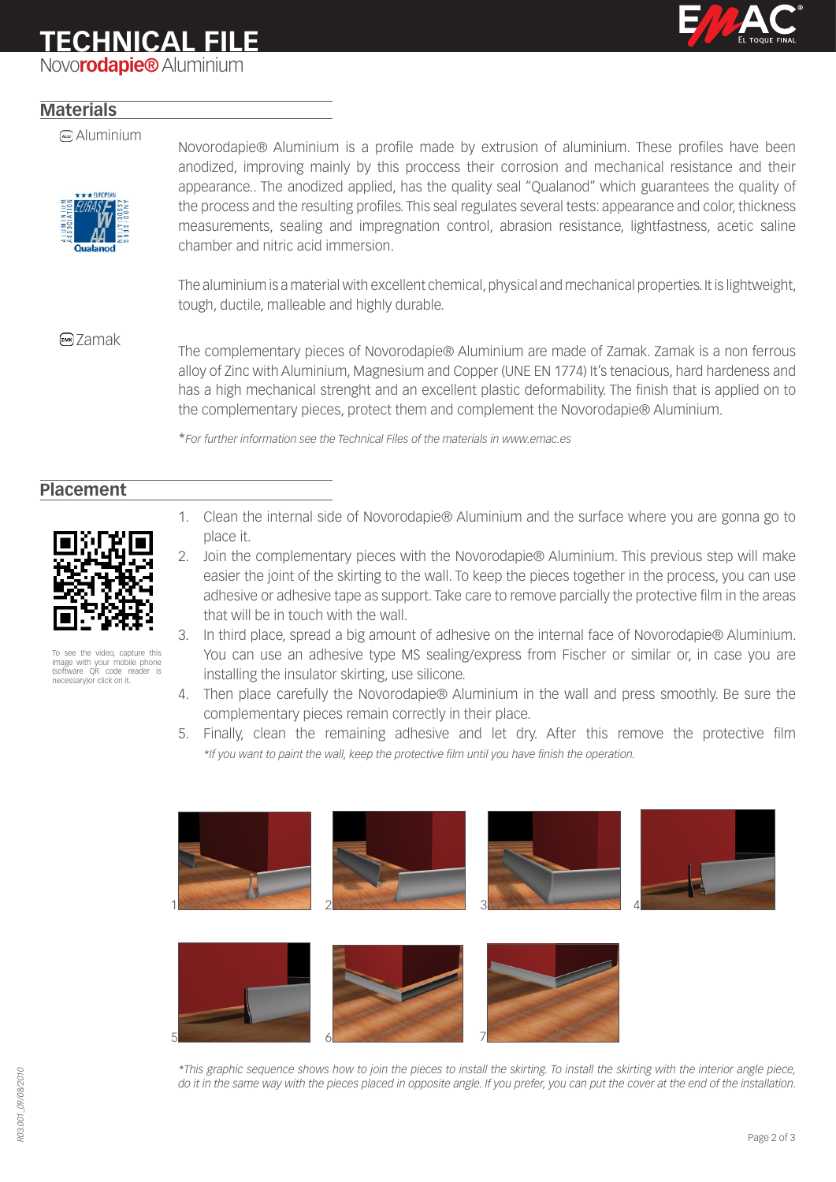# TECHNICAL FILE

Novo**rodapie®** Aluminium

## Materials

### Aluminium

Novorodapie® Aluminium is a profile made by extrusion of aluminium. These profiles have been anodized, improving mainly by this proccess their corrosion and mechanical resistance and their appearance.. The anodized applied, has the quality seal "Qualanod" which guarantees the quality of the process and the resulting profiles. This seal regulates several tests: appearance and color, thickness measurements, sealing and impregnation control, abrasion resistance, lightfastness, acetic saline chamber and nitric acid immersion.

The aluminium is a material with excellent chemical, physical and mechanical properties. It is lightweight, tough, ductile, malleable and highly durable.

### Zamak

The complementary pieces of Novorodapie® Aluminium are made of Zamak. Zamak is a non ferrous alloy of Zinc with Aluminium, Magnesium and Copper (UNE EN 1774) It's tenacious, hard hardeness and has a high mechanical strenght and an excellent plastic deformability. The finish that is applied on to the complementary pieces, protect them and complement the Novorodapie® Aluminium.

*\*For further information see the Technical Files of the materials in www.emac.es*

## Placement

To see the video, capture this image with your mobile phone (software QR code reader is necessary)or click on it.

1. Clean the internal side of Novorodapie® Aluminium and the surface where you are gonna go to place it.
2. Join the complementary pieces with the Novorodapie® Aluminium. This previous step will make easier the joint of the skirting to the wall. To keep the pieces together in the process, you can use adhesive or adhesive tape as support. Take care to remove parcially the protective film in the areas that will be in touch with the wall.
3. In third place, spread a big amount of adhesive on the internal face of Novorodapie® Aluminium. You can use an adhesive type MS sealing/express from Fischer or similar or, in case you are installing the insulator skirting, use silicone.
4. Then place carefully the Novorodapie® Aluminium in the wall and press smoothly. Be sure the complementary pieces remain correctly in their place.
5. Finally, clean the remaining adhesive and let dry. After this remove the protective film
   *\*If you want to paint the wall, keep the protective film until you have finish the operation.*

1 2 3 4

5 6 7

*\*This graphic sequence shows how to join the pieces to install the skirting. To install the skirting with the interior angle piece, do it in the same way with the pieces placed in opposite angle. If you prefer, you can put the cover at the end of the installation.*

R03.001_09/08/2010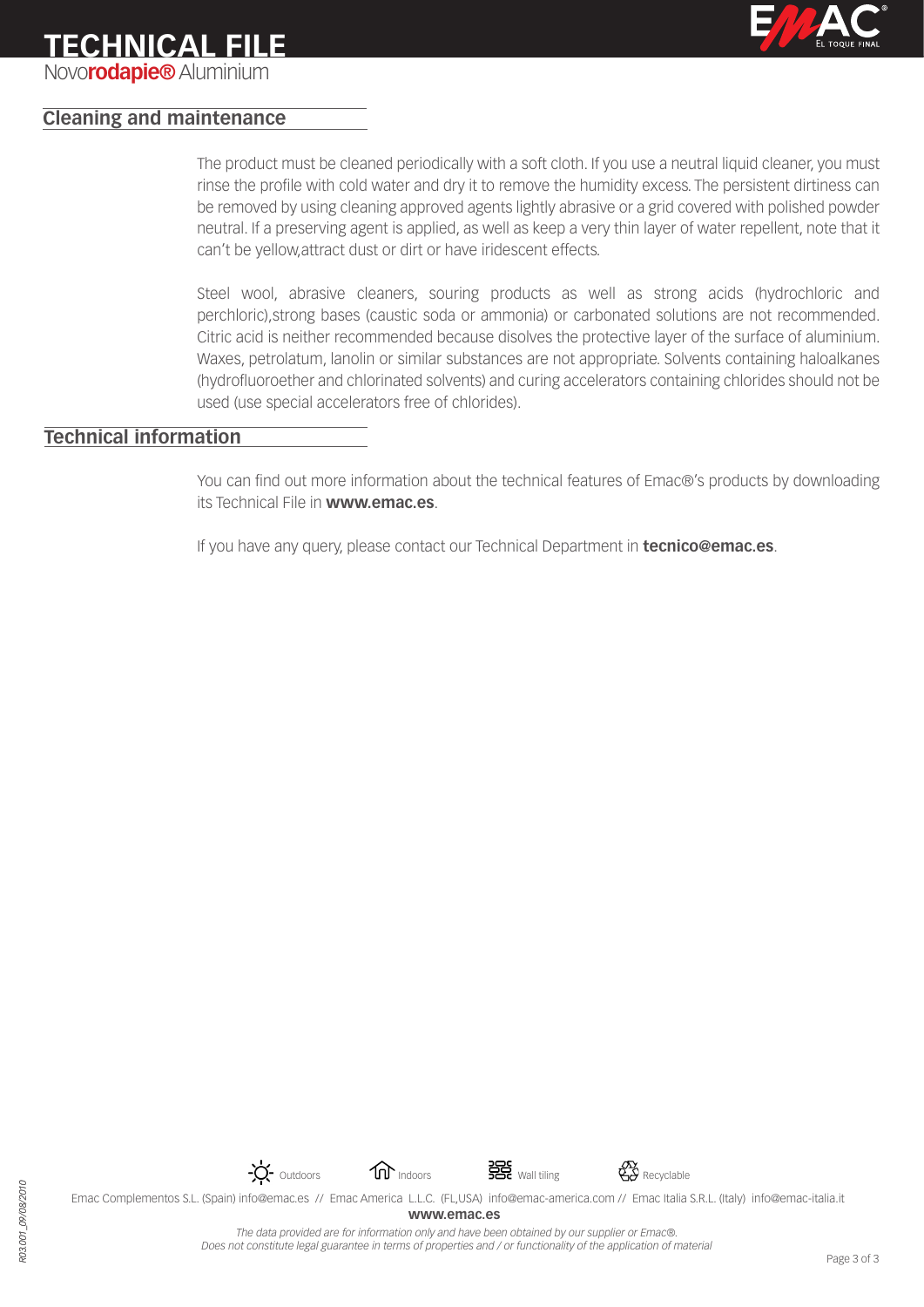# TECHNICAL FILE

Novo**rodapie®** Aluminium

## Cleaning and maintenance

The product must be cleaned periodically with a soft cloth. If you use a neutral liquid cleaner, you must rinse the profile with cold water and dry it to remove the humidity excess. The persistent dirtiness can be removed by using cleaning approved agents lightly abrasive or a grid covered with polished powder neutral. If a preserving agent is applied, as well as keep a very thin layer of water repellent, note that it can't be yellow,attract dust or dirt or have iridescent effects.

Steel wool, abrasive cleaners, souring products as well as strong acids (hydrochloric and perchloric),strong bases (caustic soda or ammonia) or carbonated solutions are not recommended. Citric acid is neither recommended because disolves the protective layer of the surface of aluminium. Waxes, petrolatum, lanolin or similar substances are not appropriate. Solvents containing haloalkanes (hydrofluoroether and chlorinated solvents) and curing accelerators containing chlorides should not be used (use special accelerators free of chlorides).

## Technical information

You can find out more information about the technical features of Emac®'s products by downloading its Technical File in **www.emac.es**.

If you have any query, please contact our Technical Department in **tecnico@emac.es**.

Outdoors Indoors Wall tiling Recyclable

Emac Complementos S.L. (Spain) info@emac.es // Emac America L.L.C. (FL,USA) info@emac-america.com // Emac Italia S.R.L. (Italy) info@emac-italia.it

**www.emac.es**

*The data provided are for information only and have been obtained by our supplier or Emac®.*
*Does not constitute legal guarantee in terms of properties and / or functionality of the application of material*

R03.001_09/08/2010